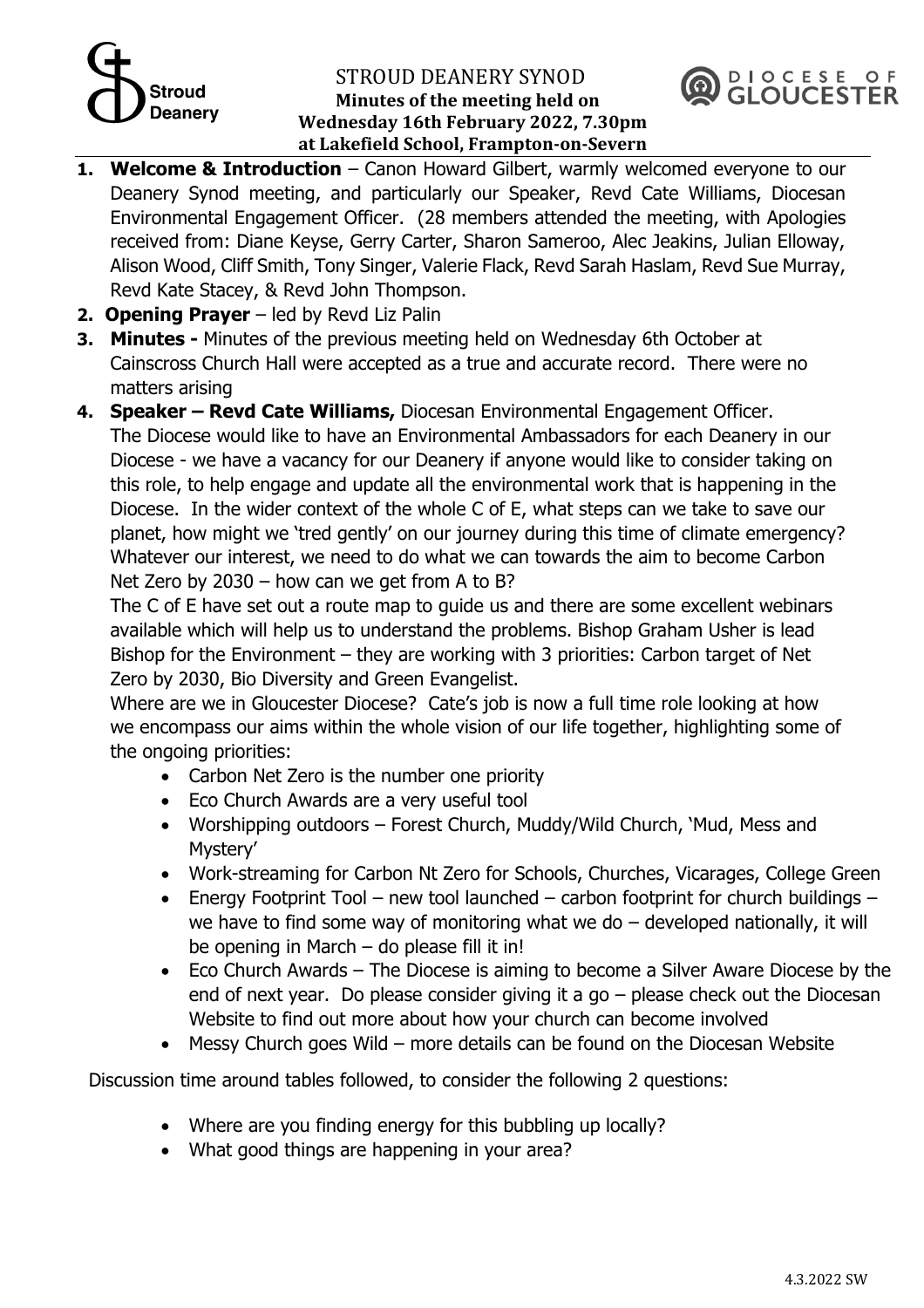# STROUD DEANERY SYNOD

**Minutes of the meeting held on Wednesday 16th February 2022, 7.30pm at Lakefield School, Frampton-on-Severn**

1. **Welcome & Introduction** – Canon Howard Gilbert, warmly welcomed everyone to our Deanery Synod meeting, and particularly our Speaker, Revd Cate Williams, Diocesan Environmental Engagement Officer. (28 members attended the meeting, with Apologies received from: Diane Keyse, Gerry Carter, Sharon Sameroo, Alec Jeakins, Julian Elloway, Alison Wood, Cliff Smith, Tony Singer, Valerie Flack, Revd Sarah Haslam, Revd Sue Murray, Revd Kate Stacey, & Revd John Thompson.
2. **Opening Prayer** – led by Revd Liz Palin
3. **Minutes -** Minutes of the previous meeting held on Wednesday 6th October at Cainscross Church Hall were accepted as a true and accurate record. There were no matters arising
4. **Speaker – Revd Cate Williams,** Diocesan Environmental Engagement Officer.
   The Diocese would like to have an Environmental Ambassadors for each Deanery in our Diocese - we have a vacancy for our Deanery if anyone would like to consider taking on this role, to help engage and update all the environmental work that is happening in the Diocese. In the wider context of the whole C of E, what steps can we take to save our planet, how might we 'tred gently' on our journey during this time of climate emergency? Whatever our interest, we need to do what we can towards the aim to become Carbon Net Zero by 2030 – how can we get from A to B?
   The C of E have set out a route map to guide us and there are some excellent webinars available which will help us to understand the problems. Bishop Graham Usher is lead Bishop for the Environment – they are working with 3 priorities: Carbon target of Net Zero by 2030, Bio Diversity and Green Evangelist.
   Where are we in Gloucester Diocese? Cate's job is now a full time role looking at how we encompass our aims within the whole vision of our life together, highlighting some of the ongoing priorities:
   - Carbon Net Zero is the number one priority
   - Eco Church Awards are a very useful tool
   - Worshipping outdoors – Forest Church, Muddy/Wild Church, 'Mud, Mess and Mystery'
   - Work-streaming for Carbon Nt Zero for Schools, Churches, Vicarages, College Green
   - Energy Footprint Tool – new tool launched – carbon footprint for church buildings – we have to find some way of monitoring what we do – developed nationally, it will be opening in March – do please fill it in!
   - Eco Church Awards – The Diocese is aiming to become a Silver Aware Diocese by the end of next year. Do please consider giving it a go – please check out the Diocesan Website to find out more about how your church can become involved
   - Messy Church goes Wild – more details can be found on the Diocesan Website

Discussion time around tables followed, to consider the following 2 questions:

- Where are you finding energy for this bubbling up locally?
- What good things are happening in your area?

4.3.2022 SW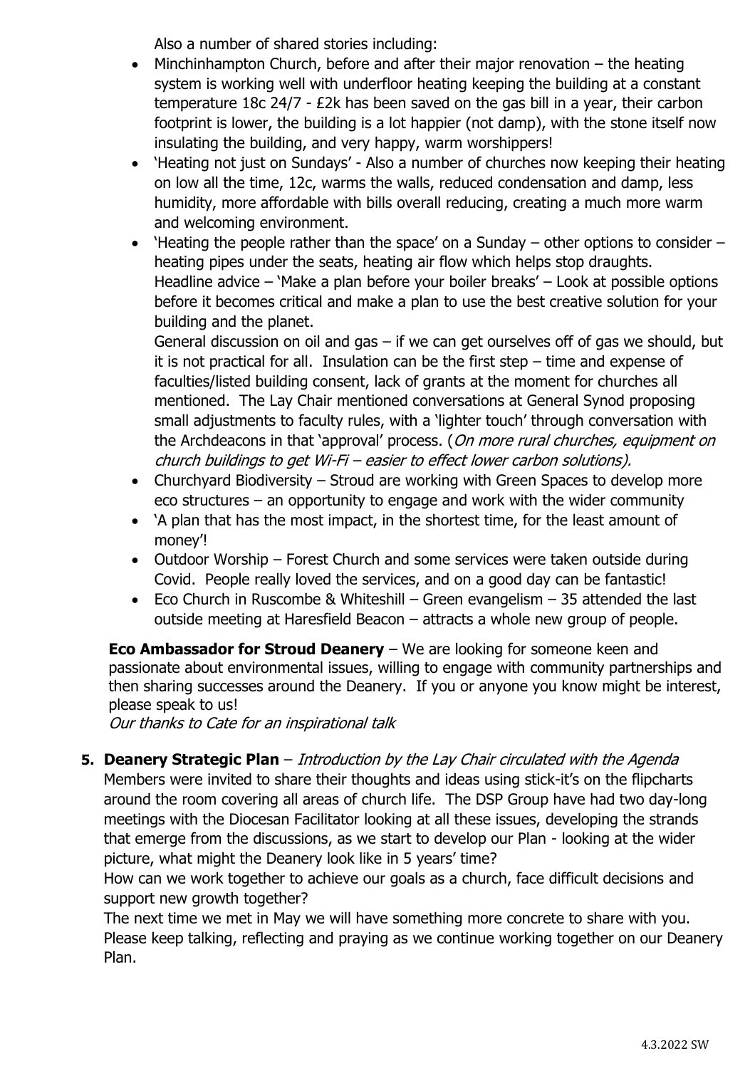Also a number of shared stories including:

- Minchinhampton Church, before and after their major renovation – the heating system is working well with underfloor heating keeping the building at a constant temperature 18c 24/7 - £2k has been saved on the gas bill in a year, their carbon footprint is lower, the building is a lot happier (not damp), with the stone itself now insulating the building, and very happy, warm worshippers!
- 'Heating not just on Sundays' - Also a number of churches now keeping their heating on low all the time, 12c, warms the walls, reduced condensation and damp, less humidity, more affordable with bills overall reducing, creating a much more warm and welcoming environment.
- 'Heating the people rather than the space' on a Sunday – other options to consider – heating pipes under the seats, heating air flow which helps stop draughts.
  Headline advice – 'Make a plan before your boiler breaks' – Look at possible options before it becomes critical and make a plan to use the best creative solution for your building and the planet.
  General discussion on oil and gas – if we can get ourselves off of gas we should, but it is not practical for all. Insulation can be the first step – time and expense of faculties/listed building consent, lack of grants at the moment for churches all mentioned. The Lay Chair mentioned conversations at General Synod proposing small adjustments to faculty rules, with a 'lighter touch' through conversation with the Archdeacons in that 'approval' process. (*On more rural churches, equipment on church buildings to get Wi-Fi – easier to effect lower carbon solutions).*
- Churchyard Biodiversity – Stroud are working with Green Spaces to develop more eco structures – an opportunity to engage and work with the wider community
- 'A plan that has the most impact, in the shortest time, for the least amount of money'!
- Outdoor Worship – Forest Church and some services were taken outside during Covid. People really loved the services, and on a good day can be fantastic!
- Eco Church in Ruscombe & Whiteshill – Green evangelism – 35 attended the last outside meeting at Haresfield Beacon – attracts a whole new group of people.

**Eco Ambassador for Stroud Deanery** – We are looking for someone keen and passionate about environmental issues, willing to engage with community partnerships and then sharing successes around the Deanery. If you or anyone you know might be interest, please speak to us!

*Our thanks to Cate for an inspirational talk*

**5. Deanery Strategic Plan** – *Introduction by the Lay Chair circulated with the Agenda*

Members were invited to share their thoughts and ideas using stick-it's on the flipcharts around the room covering all areas of church life. The DSP Group have had two day-long meetings with the Diocesan Facilitator looking at all these issues, developing the strands that emerge from the discussions, as we start to develop our Plan - looking at the wider picture, what might the Deanery look like in 5 years' time?

How can we work together to achieve our goals as a church, face difficult decisions and support new growth together?

The next time we met in May we will have something more concrete to share with you. Please keep talking, reflecting and praying as we continue working together on our Deanery Plan.

4.3.2022 SW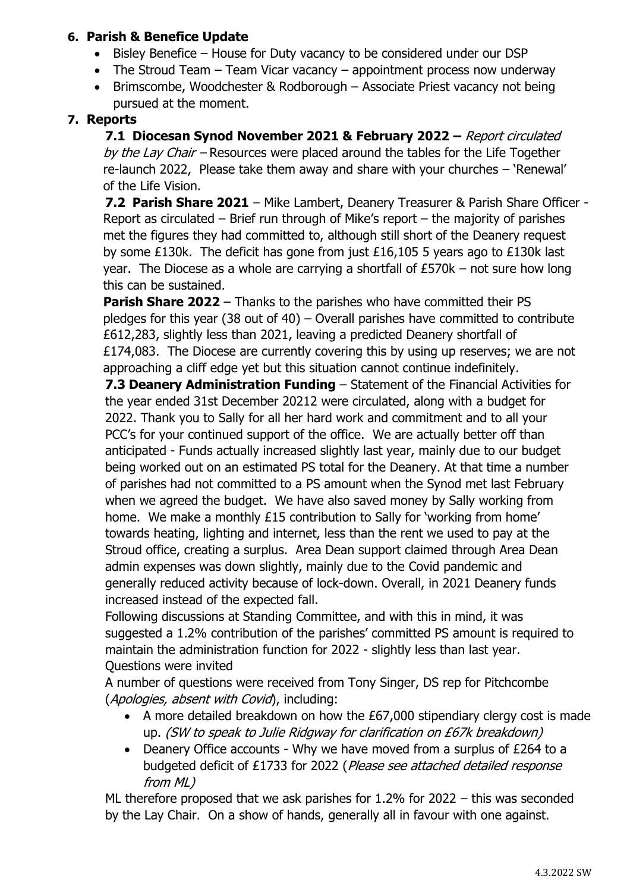**6. Parish & Benefice Update**

- Bisley Benefice – House for Duty vacancy to be considered under our DSP
- The Stroud Team – Team Vicar vacancy – appointment process now underway
- Brimscombe, Woodchester & Rodborough – Associate Priest vacancy not being pursued at the moment.

**7. Reports**

**7.1 Diocesan Synod November 2021 & February 2022 –** *Report circulated by the Lay Chair* – Resources were placed around the tables for the Life Together re-launch 2022, Please take them away and share with your churches – 'Renewal' of the Life Vision.

**7.2 Parish Share 2021** – Mike Lambert, Deanery Treasurer & Parish Share Officer - Report as circulated – Brief run through of Mike's report – the majority of parishes met the figures they had committed to, although still short of the Deanery request by some £130k. The deficit has gone from just £16,105 5 years ago to £130k last year. The Diocese as a whole are carrying a shortfall of £570k – not sure how long this can be sustained.

**Parish Share 2022** – Thanks to the parishes who have committed their PS pledges for this year (38 out of 40) – Overall parishes have committed to contribute £612,283, slightly less than 2021, leaving a predicted Deanery shortfall of £174,083. The Diocese are currently covering this by using up reserves; we are not approaching a cliff edge yet but this situation cannot continue indefinitely.

**7.3 Deanery Administration Funding** – Statement of the Financial Activities for the year ended 31st December 20212 were circulated, along with a budget for 2022. Thank you to Sally for all her hard work and commitment and to all your PCC's for your continued support of the office. We are actually better off than anticipated - Funds actually increased slightly last year, mainly due to our budget being worked out on an estimated PS total for the Deanery. At that time a number of parishes had not committed to a PS amount when the Synod met last February when we agreed the budget. We have also saved money by Sally working from home. We make a monthly £15 contribution to Sally for 'working from home' towards heating, lighting and internet, less than the rent we used to pay at the Stroud office, creating a surplus. Area Dean support claimed through Area Dean admin expenses was down slightly, mainly due to the Covid pandemic and generally reduced activity because of lock-down. Overall, in 2021 Deanery funds increased instead of the expected fall.

Following discussions at Standing Committee, and with this in mind, it was suggested a 1.2% contribution of the parishes' committed PS amount is required to maintain the administration function for 2022 - slightly less than last year.

Questions were invited

A number of questions were received from Tony Singer, DS rep for Pitchcombe (*Apologies, absent with Covid*), including:

- A more detailed breakdown on how the £67,000 stipendiary clergy cost is made up. *(SW to speak to Julie Ridgway for clarification on £67k breakdown)*
- Deanery Office accounts - Why we have moved from a surplus of £264 to a budgeted deficit of £1733 for 2022 (*Please see attached detailed response from ML)*

ML therefore proposed that we ask parishes for 1.2% for 2022 – this was seconded by the Lay Chair. On a show of hands, generally all in favour with one against.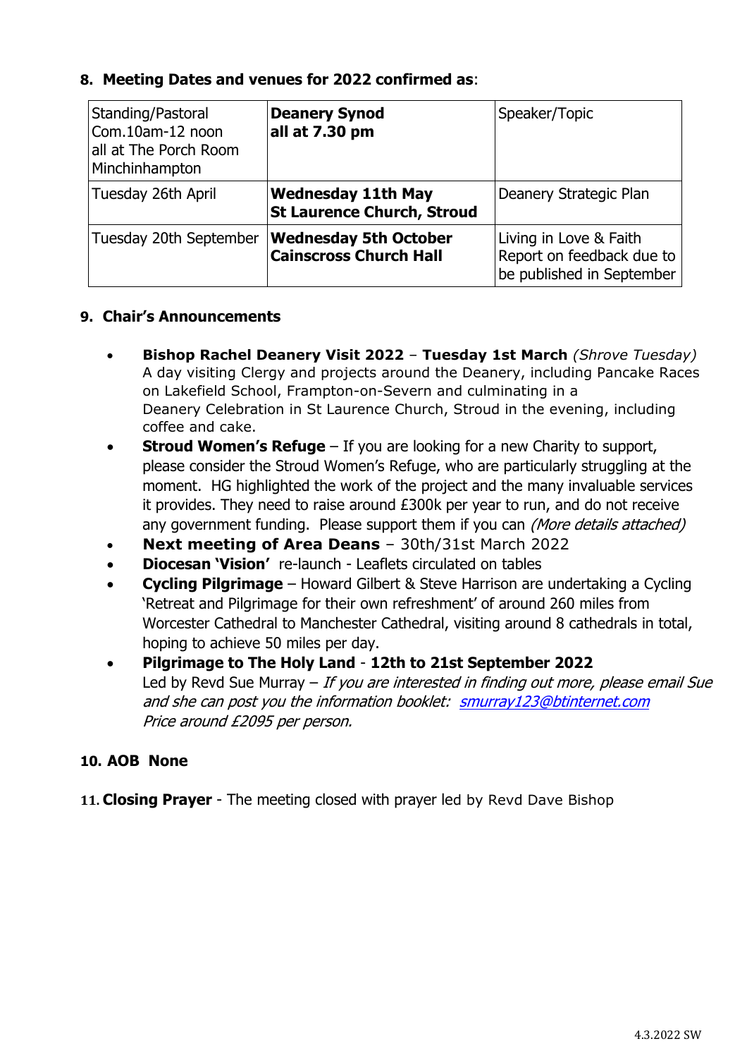**8. Meeting Dates and venues for 2022 confirmed as**:

| Standing/Pastoral Com.10am-12 noon all at The Porch Room Minchinhampton | **Deanery Synod all at 7.30 pm** | Speaker/Topic |
|---|---|---|
| Tuesday 26th April | **Wednesday 11th May St Laurence Church, Stroud** | Deanery Strategic Plan |
| Tuesday 20th September | **Wednesday 5th October Cainscross Church Hall** | Living in Love & Faith Report on feedback due to be published in September |

**9. Chair's Announcements**

- **Bishop Rachel Deanery Visit 2022** – **Tuesday 1st March** *(Shrove Tuesday)* A day visiting Clergy and projects around the Deanery, including Pancake Races on Lakefield School, Frampton-on-Severn and culminating in a Deanery Celebration in St Laurence Church, Stroud in the evening, including coffee and cake.
- **Stroud Women's Refuge** – If you are looking for a new Charity to support, please consider the Stroud Women's Refuge, who are particularly struggling at the moment. HG highlighted the work of the project and the many invaluable services it provides. They need to raise around £300k per year to run, and do not receive any government funding. Please support them if you can *(More details attached)*
- **Next meeting of Area Deans** – 30th/31st March 2022
- **Diocesan 'Vision'** re-launch - Leaflets circulated on tables
- **Cycling Pilgrimage** – Howard Gilbert & Steve Harrison are undertaking a Cycling 'Retreat and Pilgrimage for their own refreshment' of around 260 miles from Worcester Cathedral to Manchester Cathedral, visiting around 8 cathedrals in total, hoping to achieve 50 miles per day.
- **Pilgrimage to The Holy Land** - **12th to 21st September 2022**
  Led by Revd Sue Murray – *If you are interested in finding out more, please email Sue and she can post you the information booklet: smurray123@btinternet.com*
  *Price around £2095 per person.*

**10. AOB None**

**11. Closing Prayer** - The meeting closed with prayer led by Revd Dave Bishop

4.3.2022 SW